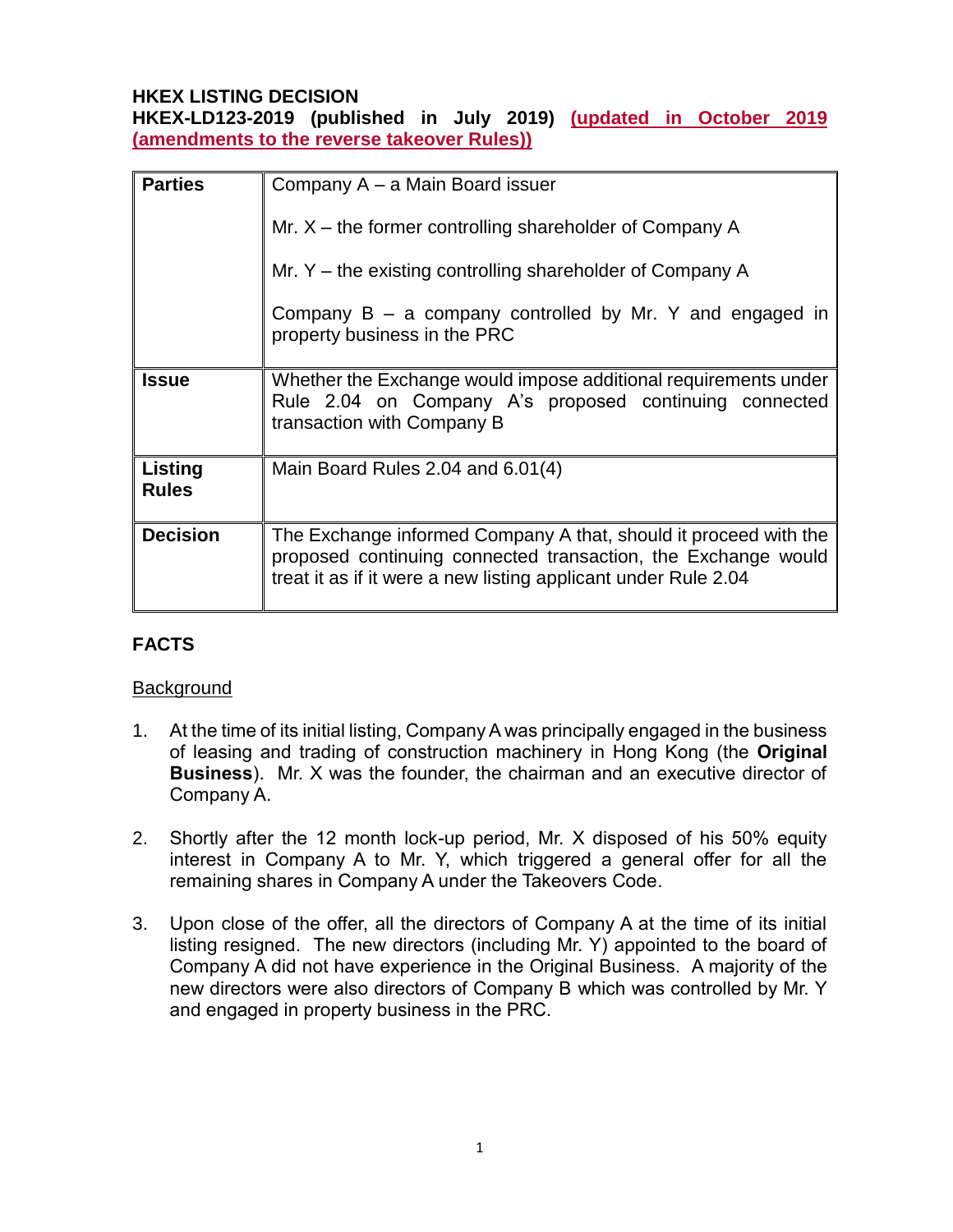**HKEX LISTING DECISION**
**HKEX-LD123-2019 (published in July 2019) (updated in October 2019 (amendments to the reverse takeover Rules))**

| | |
|---|---|
| **Parties** | Company A – a Main Board issuer<br><br>Mr. X – the former controlling shareholder of Company A<br><br>Mr. Y – the existing controlling shareholder of Company A<br><br>Company B – a company controlled by Mr. Y and engaged in property business in the PRC |
| **Issue** | Whether the Exchange would impose additional requirements under Rule 2.04 on Company A's proposed continuing connected transaction with Company B |
| **Listing Rules** | Main Board Rules 2.04 and 6.01(4) |
| **Decision** | The Exchange informed Company A that, should it proceed with the proposed continuing connected transaction, the Exchange would treat it as if it were a new listing applicant under Rule 2.04 |

## FACTS

Background

1. At the time of its initial listing, Company A was principally engaged in the business of leasing and trading of construction machinery in Hong Kong (the **Original Business**). Mr. X was the founder, the chairman and an executive director of Company A.

2. Shortly after the 12 month lock-up period, Mr. X disposed of his 50% equity interest in Company A to Mr. Y, which triggered a general offer for all the remaining shares in Company A under the Takeovers Code.

3. Upon close of the offer, all the directors of Company A at the time of its initial listing resigned. The new directors (including Mr. Y) appointed to the board of Company A did not have experience in the Original Business. A majority of the new directors were also directors of Company B which was controlled by Mr. Y and engaged in property business in the PRC.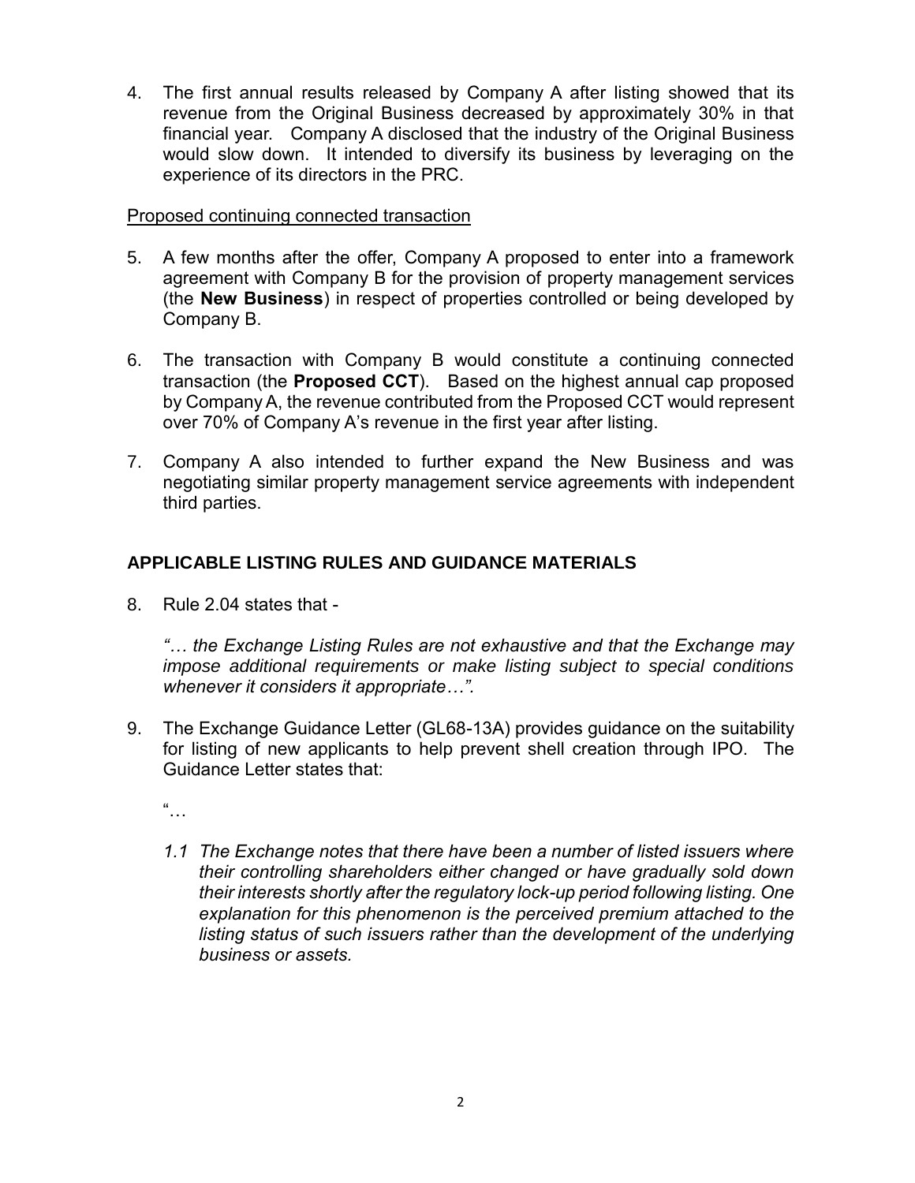4. The first annual results released by Company A after listing showed that its revenue from the Original Business decreased by approximately 30% in that financial year. Company A disclosed that the industry of the Original Business would slow down. It intended to diversify its business by leveraging on the experience of its directors in the PRC.

<u>Proposed continuing connected transaction</u>

5. A few months after the offer, Company A proposed to enter into a framework agreement with Company B for the provision of property management services (the **New Business**) in respect of properties controlled or being developed by Company B.

6. The transaction with Company B would constitute a continuing connected transaction (the **Proposed CCT**). Based on the highest annual cap proposed by Company A, the revenue contributed from the Proposed CCT would represent over 70% of Company A's revenue in the first year after listing.

7. Company A also intended to further expand the New Business and was negotiating similar property management service agreements with independent third parties.

## APPLICABLE LISTING RULES AND GUIDANCE MATERIALS

8. Rule 2.04 states that -

   *"… the Exchange Listing Rules are not exhaustive and that the Exchange may impose additional requirements or make listing subject to special conditions whenever it considers it appropriate…".*

9. The Exchange Guidance Letter (GL68-13A) provides guidance on the suitability for listing of new applicants to help prevent shell creation through IPO. The Guidance Letter states that:

   "…

   *1.1 The Exchange notes that there have been a number of listed issuers where their controlling shareholders either changed or have gradually sold down their interests shortly after the regulatory lock-up period following listing. One explanation for this phenomenon is the perceived premium attached to the listing status of such issuers rather than the development of the underlying business or assets.*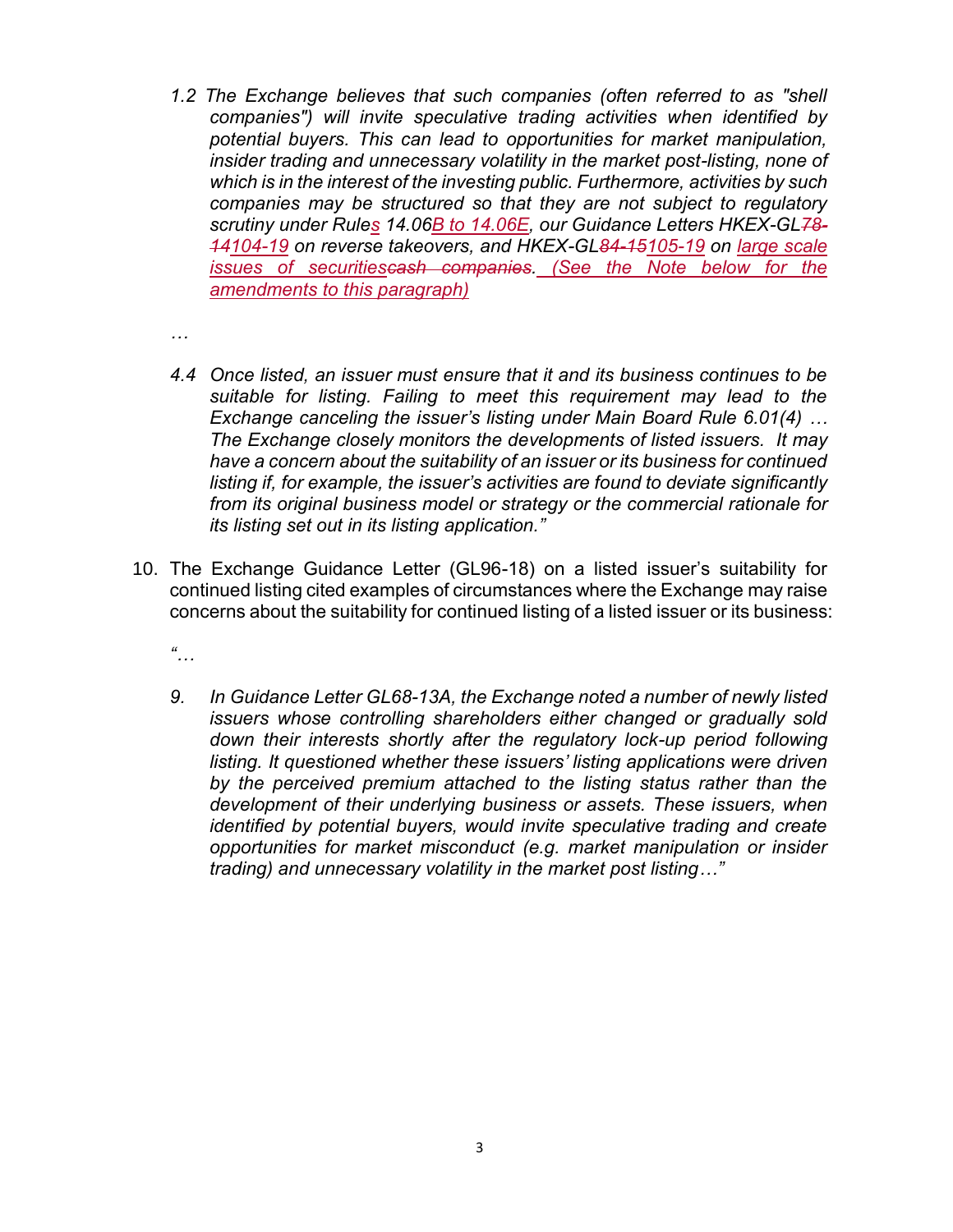*1.2 The Exchange believes that such companies (often referred to as "shell companies") will invite speculative trading activities when identified by potential buyers. This can lead to opportunities for market manipulation, insider trading and unnecessary volatility in the market post-listing, none of which is in the interest of the investing public. Furthermore, activities by such companies may be structured so that they are not subject to regulatory scrutiny under Rules 14.06B to 14.06E, our Guidance Letters HKEX-GL~~78-14~~104-19 on reverse takeovers, and HKEX-GL~~84-15~~105-19 on large scale issues of securities~~cash companies~~. (See the Note below for the amendments to this paragraph)*

*…*

*4.4 Once listed, an issuer must ensure that it and its business continues to be suitable for listing. Failing to meet this requirement may lead to the Exchange canceling the issuer's listing under Main Board Rule 6.01(4) … The Exchange closely monitors the developments of listed issuers. It may have a concern about the suitability of an issuer or its business for continued listing if, for example, the issuer's activities are found to deviate significantly from its original business model or strategy or the commercial rationale for its listing set out in its listing application."*

10. The Exchange Guidance Letter (GL96-18) on a listed issuer's suitability for continued listing cited examples of circumstances where the Exchange may raise concerns about the suitability for continued listing of a listed issuer or its business:

*"…*

*9. In Guidance Letter GL68-13A, the Exchange noted a number of newly listed issuers whose controlling shareholders either changed or gradually sold down their interests shortly after the regulatory lock-up period following listing. It questioned whether these issuers' listing applications were driven by the perceived premium attached to the listing status rather than the development of their underlying business or assets. These issuers, when identified by potential buyers, would invite speculative trading and create opportunities for market misconduct (e.g. market manipulation or insider trading) and unnecessary volatility in the market post listing…"*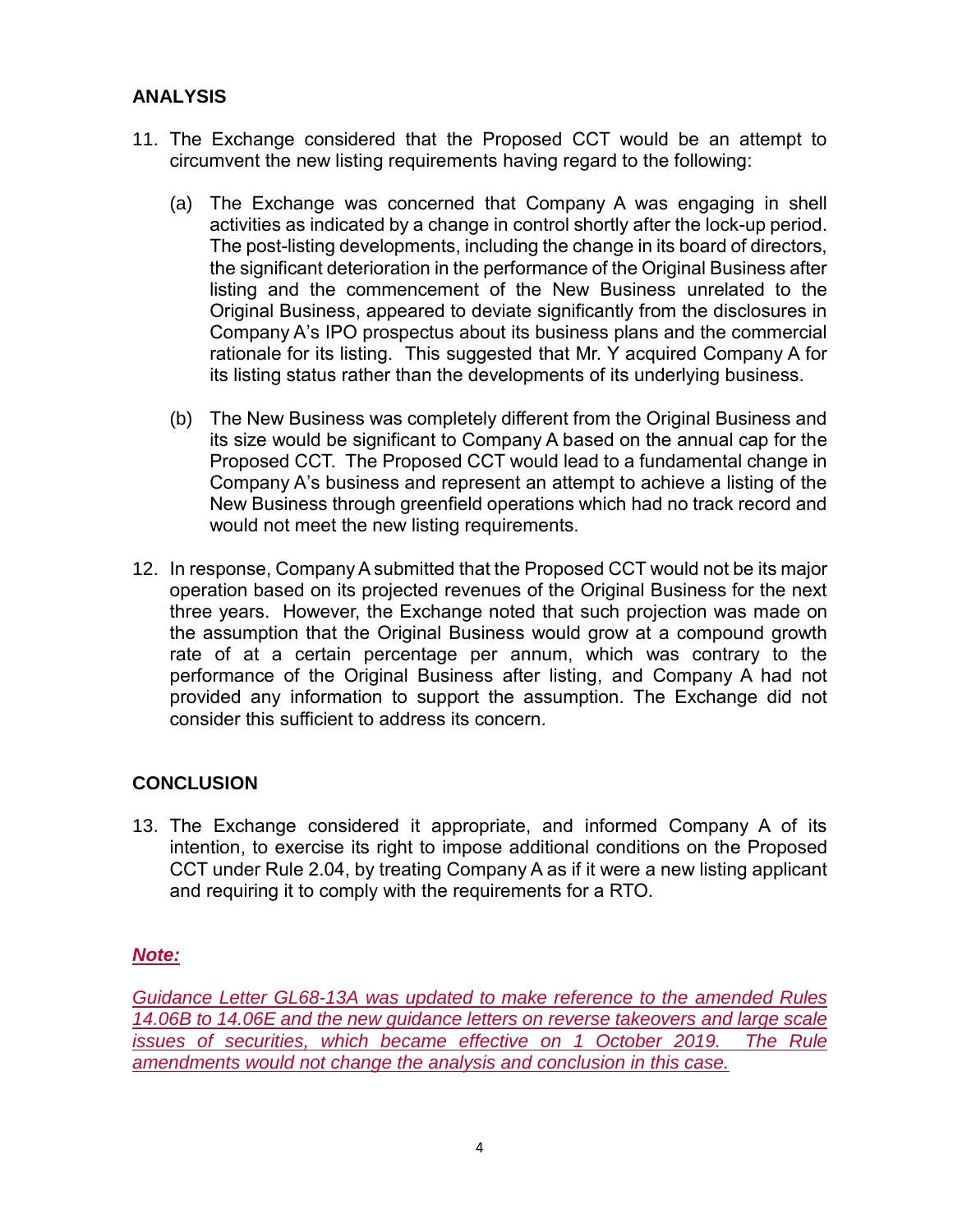## ANALYSIS

11. The Exchange considered that the Proposed CCT would be an attempt to circumvent the new listing requirements having regard to the following:

    (a) The Exchange was concerned that Company A was engaging in shell activities as indicated by a change in control shortly after the lock-up period. The post-listing developments, including the change in its board of directors, the significant deterioration in the performance of the Original Business after listing and the commencement of the New Business unrelated to the Original Business, appeared to deviate significantly from the disclosures in Company A's IPO prospectus about its business plans and the commercial rationale for its listing. This suggested that Mr. Y acquired Company A for its listing status rather than the developments of its underlying business.

    (b) The New Business was completely different from the Original Business and its size would be significant to Company A based on the annual cap for the Proposed CCT. The Proposed CCT would lead to a fundamental change in Company A's business and represent an attempt to achieve a listing of the New Business through greenfield operations which had no track record and would not meet the new listing requirements.

12. In response, Company A submitted that the Proposed CCT would not be its major operation based on its projected revenues of the Original Business for the next three years. However, the Exchange noted that such projection was made on the assumption that the Original Business would grow at a compound growth rate of at a certain percentage per annum, which was contrary to the performance of the Original Business after listing, and Company A had not provided any information to support the assumption. The Exchange did not consider this sufficient to address its concern.

## CONCLUSION

13. The Exchange considered it appropriate, and informed Company A of its intention, to exercise its right to impose additional conditions on the Proposed CCT under Rule 2.04, by treating Company A as if it were a new listing applicant and requiring it to comply with the requirements for a RTO.

***Note:***

*Guidance Letter GL68-13A was updated to make reference to the amended Rules 14.06B to 14.06E and the new guidance letters on reverse takeovers and large scale issues of securities, which became effective on 1 October 2019. The Rule amendments would not change the analysis and conclusion in this case.*